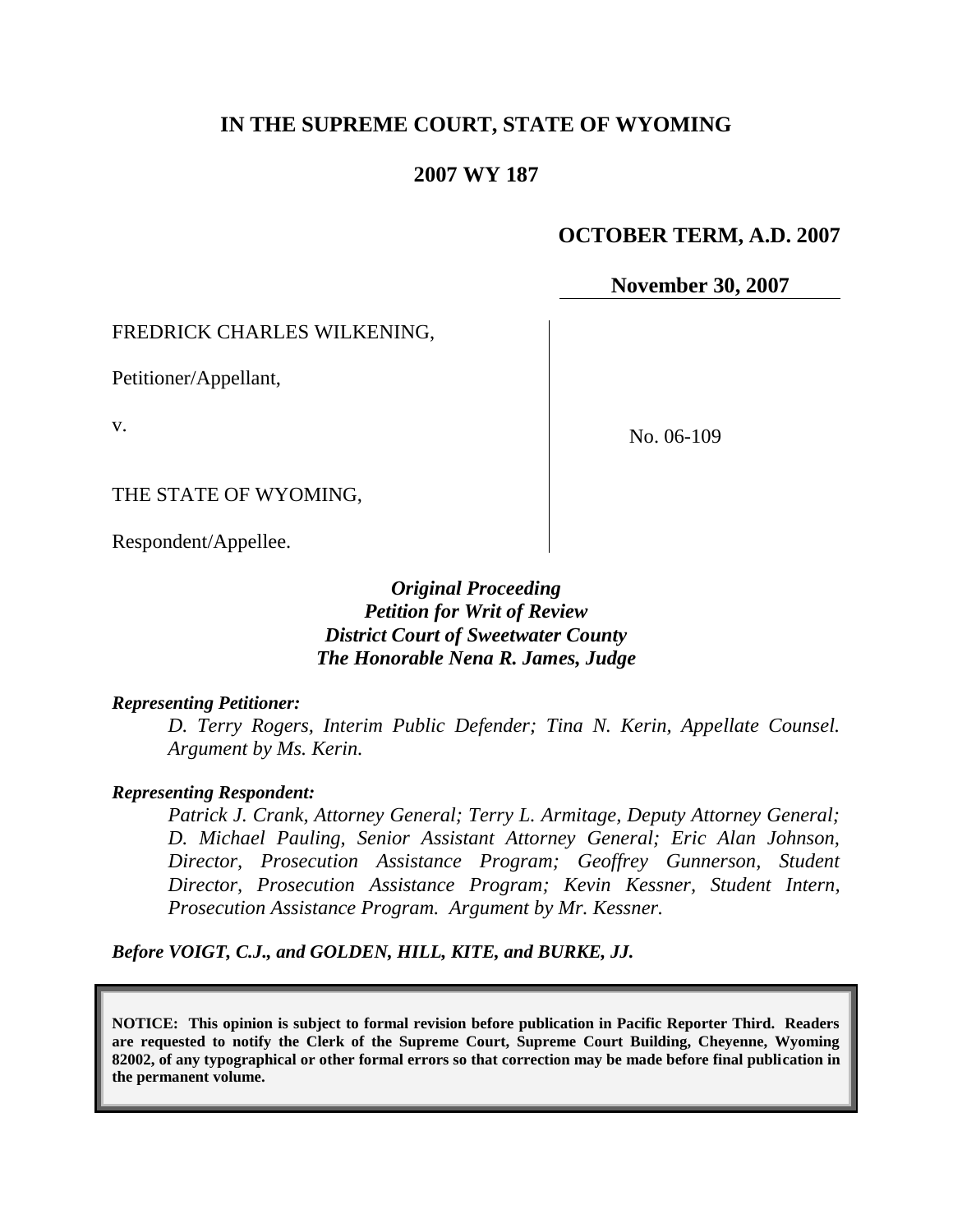# IN THE SUPREME COURT, STATE OF WYOMING

## 2007 WY 187

**OCTOBER TERM, A.D. 2007**

**November 30, 2007**

FREDRICK CHARLES WILKENING,

Petitioner/Appellant,

v.

THE STATE OF WYOMING,

Respondent/Appellee.

No. 06-109

***Original Proceeding***
***Petition for Writ of Review***
***District Court of Sweetwater County***
***The Honorable Nena R. James, Judge***

***Representing Petitioner:***

*D. Terry Rogers, Interim Public Defender; Tina N. Kerin, Appellate Counsel. Argument by Ms. Kerin.*

***Representing Respondent:***

*Patrick J. Crank, Attorney General; Terry L. Armitage, Deputy Attorney General; D. Michael Pauling, Senior Assistant Attorney General; Eric Alan Johnson, Director, Prosecution Assistance Program; Geoffrey Gunnerson, Student Director, Prosecution Assistance Program; Kevin Kessner, Student Intern, Prosecution Assistance Program. Argument by Mr. Kessner.*

***Before VOIGT, C.J., and GOLDEN, HILL, KITE, and BURKE, JJ.***

**NOTICE: This opinion is subject to formal revision before publication in Pacific Reporter Third. Readers are requested to notify the Clerk of the Supreme Court, Supreme Court Building, Cheyenne, Wyoming 82002, of any typographical or other formal errors so that correction may be made before final publication in the permanent volume.**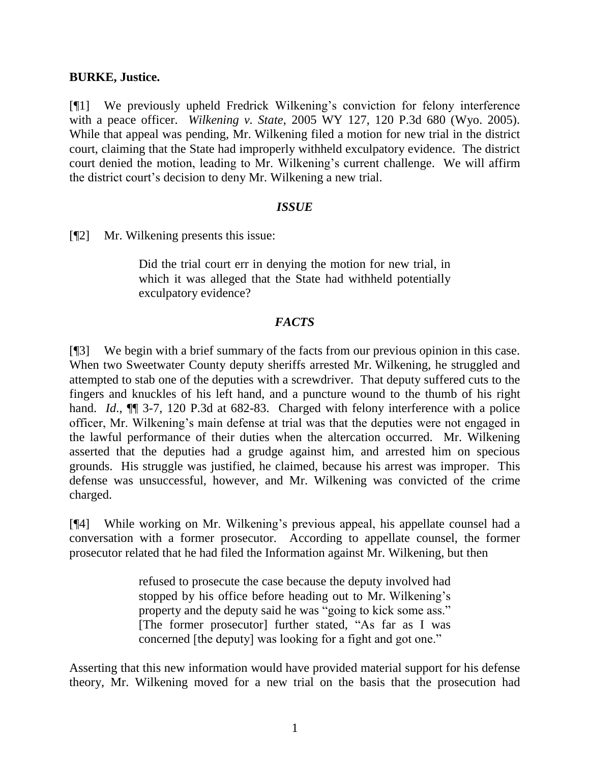**BURKE, Justice.**

[¶1] We previously upheld Fredrick Wilkening's conviction for felony interference with a peace officer. *Wilkening v. State*, 2005 WY 127, 120 P.3d 680 (Wyo. 2005). While that appeal was pending, Mr. Wilkening filed a motion for new trial in the district court, claiming that the State had improperly withheld exculpatory evidence. The district court denied the motion, leading to Mr. Wilkening's current challenge. We will affirm the district court's decision to deny Mr. Wilkening a new trial.

### *ISSUE*

[¶2] Mr. Wilkening presents this issue:

> Did the trial court err in denying the motion for new trial, in which it was alleged that the State had withheld potentially exculpatory evidence?

### *FACTS*

[¶3] We begin with a brief summary of the facts from our previous opinion in this case. When two Sweetwater County deputy sheriffs arrested Mr. Wilkening, he struggled and attempted to stab one of the deputies with a screwdriver. That deputy suffered cuts to the fingers and knuckles of his left hand, and a puncture wound to the thumb of his right hand. *Id*., ¶¶ 3-7, 120 P.3d at 682-83. Charged with felony interference with a police officer, Mr. Wilkening's main defense at trial was that the deputies were not engaged in the lawful performance of their duties when the altercation occurred. Mr. Wilkening asserted that the deputies had a grudge against him, and arrested him on specious grounds. His struggle was justified, he claimed, because his arrest was improper. This defense was unsuccessful, however, and Mr. Wilkening was convicted of the crime charged.

[¶4] While working on Mr. Wilkening's previous appeal, his appellate counsel had a conversation with a former prosecutor. According to appellate counsel, the former prosecutor related that he had filed the Information against Mr. Wilkening, but then

> refused to prosecute the case because the deputy involved had stopped by his office before heading out to Mr. Wilkening's property and the deputy said he was "going to kick some ass." [The former prosecutor] further stated, "As far as I was concerned [the deputy] was looking for a fight and got one."

Asserting that this new information would have provided material support for his defense theory, Mr. Wilkening moved for a new trial on the basis that the prosecution had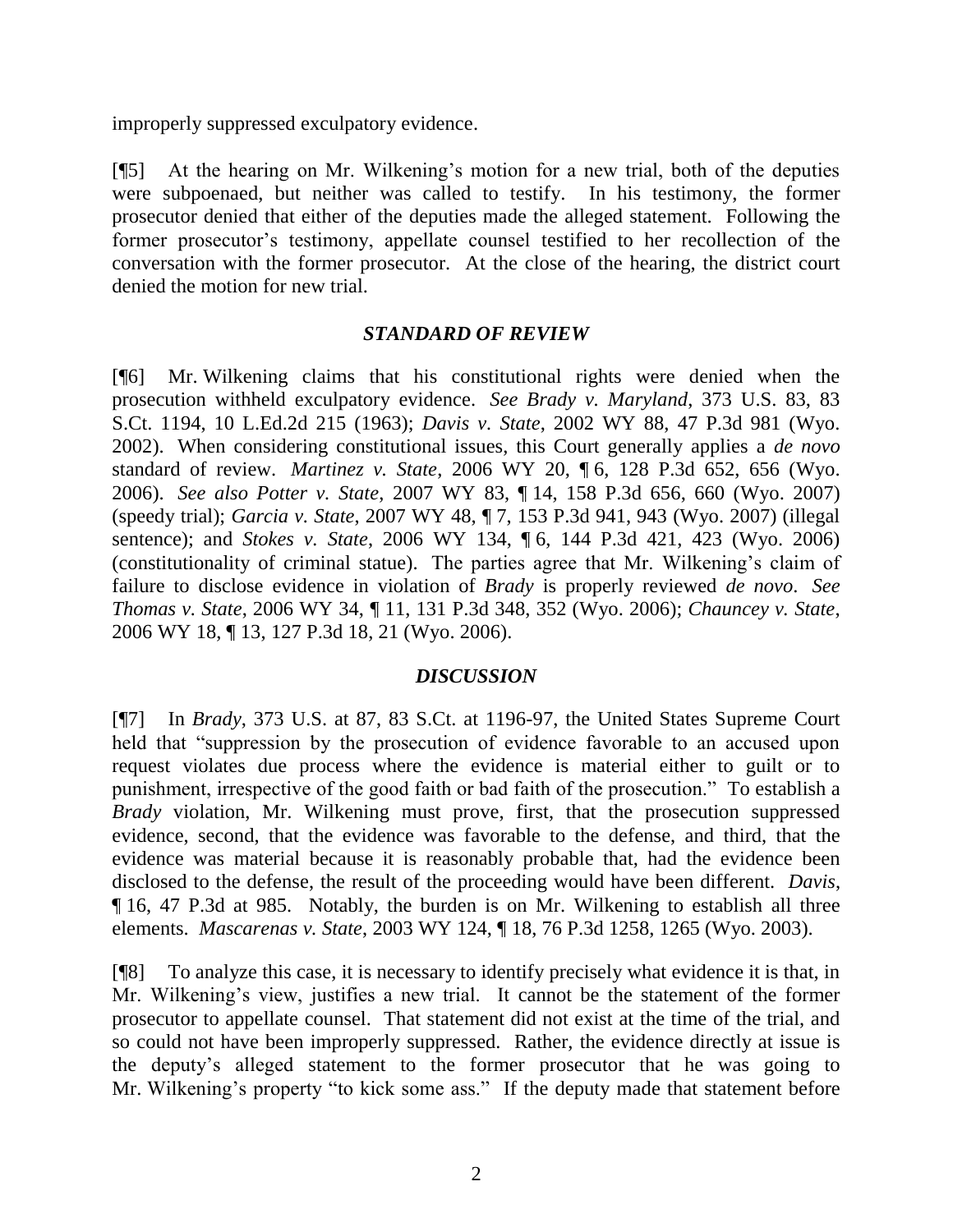improperly suppressed exculpatory evidence.

[¶5] At the hearing on Mr. Wilkening's motion for a new trial, both of the deputies were subpoenaed, but neither was called to testify. In his testimony, the former prosecutor denied that either of the deputies made the alleged statement. Following the former prosecutor's testimony, appellate counsel testified to her recollection of the conversation with the former prosecutor. At the close of the hearing, the district court denied the motion for new trial.

## *STANDARD OF REVIEW*

[¶6] Mr. Wilkening claims that his constitutional rights were denied when the prosecution withheld exculpatory evidence. *See Brady v. Maryland*, 373 U.S. 83, 83 S.Ct. 1194, 10 L.Ed.2d 215 (1963); *Davis v. State*, 2002 WY 88, 47 P.3d 981 (Wyo. 2002). When considering constitutional issues, this Court generally applies a *de novo* standard of review. *Martinez v. State*, 2006 WY 20, ¶ 6, 128 P.3d 652, 656 (Wyo. 2006). *See also Potter v. State*, 2007 WY 83, ¶ 14, 158 P.3d 656, 660 (Wyo. 2007) (speedy trial); *Garcia v. State*, 2007 WY 48, ¶ 7, 153 P.3d 941, 943 (Wyo. 2007) (illegal sentence); and *Stokes v. State*, 2006 WY 134, ¶ 6, 144 P.3d 421, 423 (Wyo. 2006) (constitutionality of criminal statue). The parties agree that Mr. Wilkening's claim of failure to disclose evidence in violation of *Brady* is properly reviewed *de novo*. *See Thomas v. State*, 2006 WY 34, ¶ 11, 131 P.3d 348, 352 (Wyo. 2006); *Chauncey v. State*, 2006 WY 18, ¶ 13, 127 P.3d 18, 21 (Wyo. 2006).

## *DISCUSSION*

[¶7] In *Brady*, 373 U.S. at 87, 83 S.Ct. at 1196-97, the United States Supreme Court held that "suppression by the prosecution of evidence favorable to an accused upon request violates due process where the evidence is material either to guilt or to punishment, irrespective of the good faith or bad faith of the prosecution." To establish a *Brady* violation, Mr. Wilkening must prove, first, that the prosecution suppressed evidence, second, that the evidence was favorable to the defense, and third, that the evidence was material because it is reasonably probable that, had the evidence been disclosed to the defense, the result of the proceeding would have been different. *Davis*, ¶ 16, 47 P.3d at 985. Notably, the burden is on Mr. Wilkening to establish all three elements. *Mascarenas v. State*, 2003 WY 124, ¶ 18, 76 P.3d 1258, 1265 (Wyo. 2003).

[¶8] To analyze this case, it is necessary to identify precisely what evidence it is that, in Mr. Wilkening's view, justifies a new trial. It cannot be the statement of the former prosecutor to appellate counsel. That statement did not exist at the time of the trial, and so could not have been improperly suppressed. Rather, the evidence directly at issue is the deputy's alleged statement to the former prosecutor that he was going to Mr. Wilkening's property "to kick some ass." If the deputy made that statement before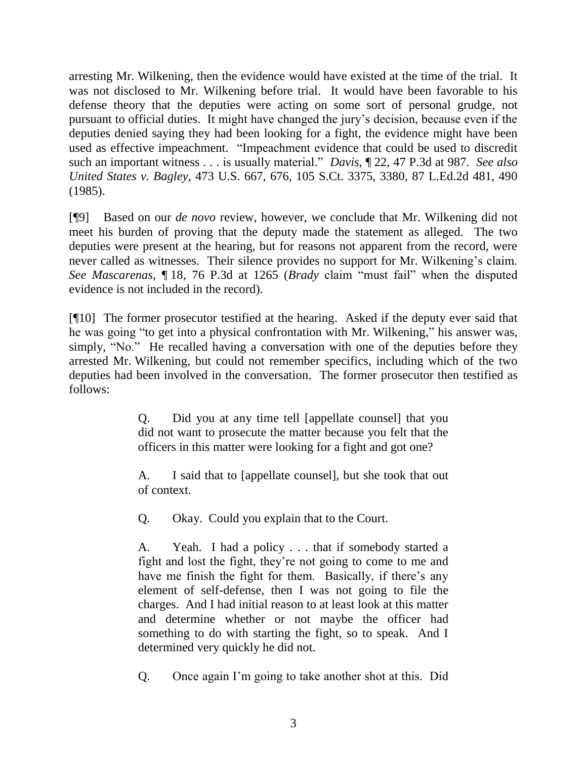arresting Mr. Wilkening, then the evidence would have existed at the time of the trial. It was not disclosed to Mr. Wilkening before trial. It would have been favorable to his defense theory that the deputies were acting on some sort of personal grudge, not pursuant to official duties. It might have changed the jury's decision, because even if the deputies denied saying they had been looking for a fight, the evidence might have been used as effective impeachment. "Impeachment evidence that could be used to discredit such an important witness . . . is usually material." *Davis*, ¶ 22, 47 P.3d at 987. *See also United States v. Bagley*, 473 U.S. 667, 676, 105 S.Ct. 3375, 3380, 87 L.Ed.2d 481, 490 (1985).

[¶9] Based on our *de novo* review, however, we conclude that Mr. Wilkening did not meet his burden of proving that the deputy made the statement as alleged. The two deputies were present at the hearing, but for reasons not apparent from the record, were never called as witnesses. Their silence provides no support for Mr. Wilkening's claim. *See Mascarenas*, ¶ 18, 76 P.3d at 1265 (*Brady* claim "must fail" when the disputed evidence is not included in the record).

[¶10] The former prosecutor testified at the hearing. Asked if the deputy ever said that he was going "to get into a physical confrontation with Mr. Wilkening," his answer was, simply, "No." He recalled having a conversation with one of the deputies before they arrested Mr. Wilkening, but could not remember specifics, including which of the two deputies had been involved in the conversation. The former prosecutor then testified as follows:

> Q. Did you at any time tell [appellate counsel] that you did not want to prosecute the matter because you felt that the officers in this matter were looking for a fight and got one?
>
> A. I said that to [appellate counsel], but she took that out of context.
>
> Q. Okay. Could you explain that to the Court.
>
> A. Yeah. I had a policy . . . that if somebody started a fight and lost the fight, they're not going to come to me and have me finish the fight for them. Basically, if there's any element of self-defense, then I was not going to file the charges. And I had initial reason to at least look at this matter and determine whether or not maybe the officer had something to do with starting the fight, so to speak. And I determined very quickly he did not.
>
> Q. Once again I'm going to take another shot at this. Did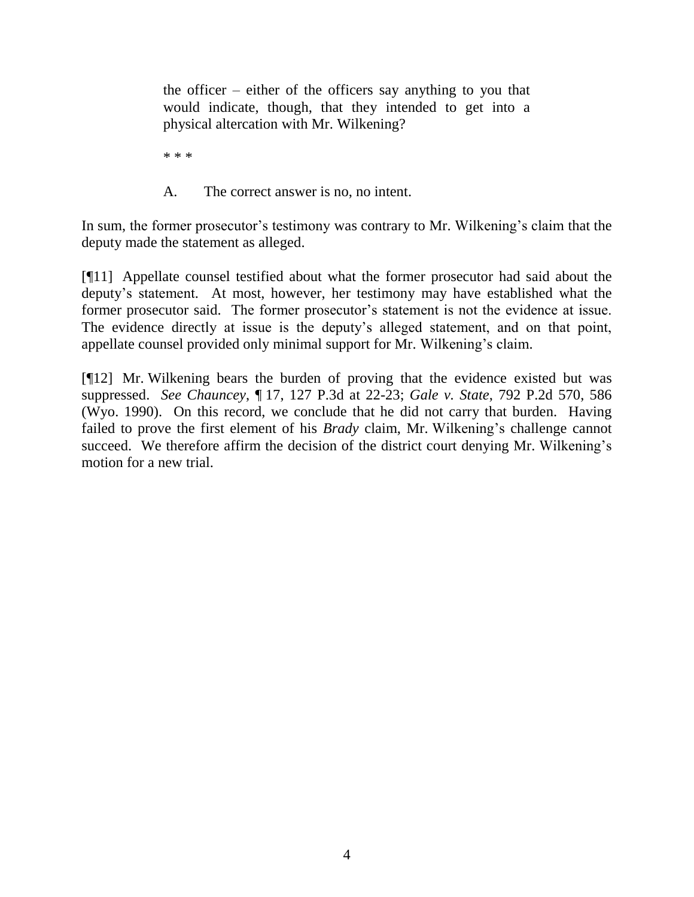> the officer – either of the officers say anything to you that would indicate, though, that they intended to get into a physical altercation with Mr. Wilkening?
>
> * * *
>
> A. The correct answer is no, no intent.

In sum, the former prosecutor's testimony was contrary to Mr. Wilkening's claim that the deputy made the statement as alleged.

[¶11] Appellate counsel testified about what the former prosecutor had said about the deputy's statement. At most, however, her testimony may have established what the former prosecutor said. The former prosecutor's statement is not the evidence at issue. The evidence directly at issue is the deputy's alleged statement, and on that point, appellate counsel provided only minimal support for Mr. Wilkening's claim.

[¶12] Mr. Wilkening bears the burden of proving that the evidence existed but was suppressed. *See Chauncey*, ¶ 17, 127 P.3d at 22-23; *Gale v. State*, 792 P.2d 570, 586 (Wyo. 1990). On this record, we conclude that he did not carry that burden. Having failed to prove the first element of his *Brady* claim, Mr. Wilkening's challenge cannot succeed. We therefore affirm the decision of the district court denying Mr. Wilkening's motion for a new trial.